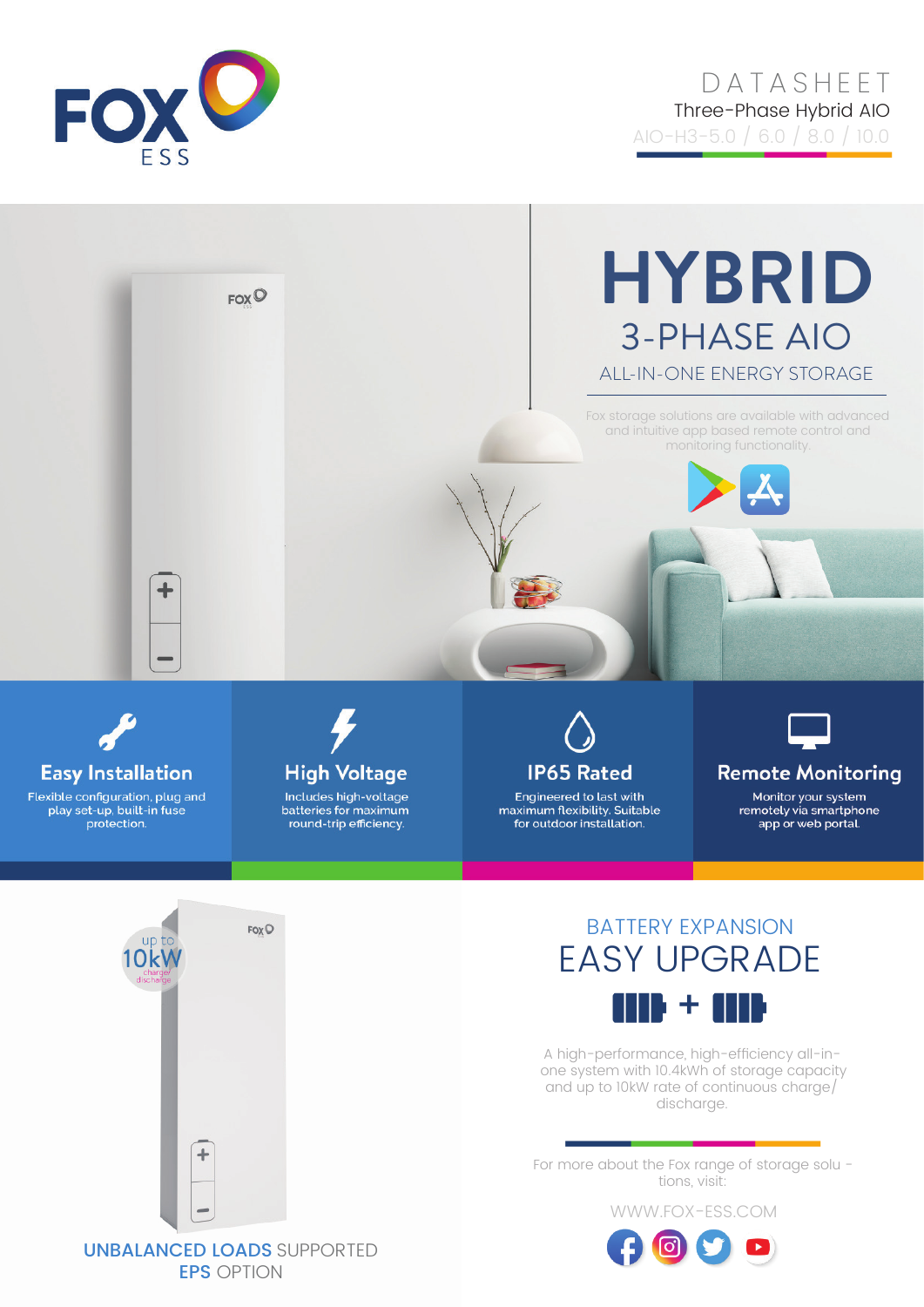FOX ESS

# DATASHEET

Three-Phase Hybrid AIO

AIO-H3-5.0 / 6.0 / 8.0 / 10.0

# HYBRID

## 3-PHASE AIO

### ALL-IN-ONE ENERGY STORAGE

Fox storage solutions are available with advanced and intuitive app based remote control and monitoring functionality.

### Easy Installation

Flexible configuration, plug and play set-up, built-in fuse protection.

### High Voltage

Includes high-voltage batteries for maximum round-trip efficiency.

### IP65 Rated

Engineered to last with maximum flexibility. Suitable for outdoor installation.

### Remote Monitoring

Monitor your system remotely via smartphone app or web portal.

up to 10kW charge/ discharge

**UNBALANCED LOADS** SUPPORTED
**EPS** OPTION

## BATTERY EXPANSION

## EASY UPGRADE

A high-performance, high-efficiency all-in-one system with 10.4kWh of storage capacity and up to 10kW rate of continuous charge/ discharge.

For more about the Fox range of storage solu - tions, visit:

WWW.FOX-ESS.COM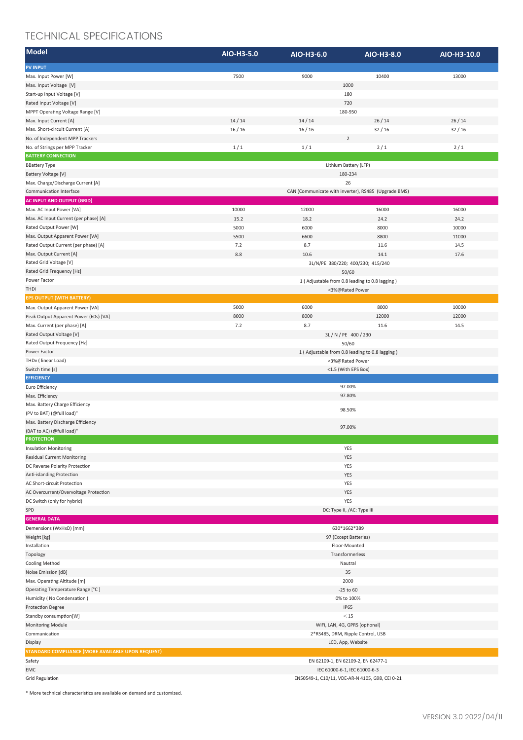# TECHNICAL SPECIFICATIONS

| Model | AIO-H3-5.0 | AIO-H3-6.0 | AIO-H3-8.0 | AIO-H3-10.0 |
|---|---|---|---|---|
| **PV INPUT** | | | | |
| Max. Input Power [W] | 7500 | 9000 | 10400 | 13000 |
| Max. Input Voltage [V] | 1000 | | | |
| Start-up Input Voltage [V] | 180 | | | |
| Rated Input Voltage [V] | 720 | | | |
| MPPT Operating Voltage Range [V] | 180-950 | | | |
| Max. Input Current [A] | 14 / 14 | 14 / 14 | 26 / 14 | 26 / 14 |
| Max. Short-circuit Current [A] | 16 / 16 | 16 / 16 | 32 / 16 | 32 / 16 |
| No. of Independent MPP Trackers | 2 | | | |
| No. of Strings per MPP Tracker | 1 / 1 | 1 / 1 | 2 / 1 | 2 / 1 |
| **BATTERY CONNECTION** | | | | |
| BBattery Type | Lithium Battery (LFP) | | | |
| Battery Voltage [V] | 180-234 | | | |
| Max. Charge/Discharge Current [A] | 26 | | | |
| Communication Interface | CAN (Communicate with inverter), RS485 (Upgrade BMS) | | | |
| **AC INPUT AND OUTPUT (GRID)** | | | | |
| Max. AC Input Power [VA] | 10000 | 12000 | 16000 | 16000 |
| Max. AC Input Current (per phase) [A] | 15.2 | 18.2 | 24.2 | 24.2 |
| Rated Output Power [W] | 5000 | 6000 | 8000 | 10000 |
| Max. Output Apparent Power [VA] | 5500 | 6600 | 8800 | 11000 |
| Rated Output Current (per phase) [A] | 7.2 | 8.7 | 11.6 | 14.5 |
| Max. Output Current [A] | 8.8 | 10.6 | 14.1 | 17.6 |
| Rated Grid Voltage [V] | 3L/N/PE 380/220; 400/230; 415/240 | | | |
| Rated Grid Frequency [Hz] | 50/60 | | | |
| Power Factor | 1 ( Adjustable from 0.8 leading to 0.8 lagging ) | | | |
| THDi | <3%@Rated Power | | | |
| **EPS OUTPUT (WITH BATTERY)** | | | | |
| Max. Output Apparent Power [VA] | 5000 | 6000 | 8000 | 10000 |
| Peak Output Apparent Power (60s) [VA] | 8000 | 8000 | 12000 | 12000 |
| Max. Current (per phase) [A] | 7.2 | 8.7 | 11.6 | 14.5 |
| Rated Output Voltage [V] | 3L / N / PE 400 / 230 | | | |
| Rated Output Frequency [Hz] | 50/60 | | | |
| Power Factor | 1 ( Adjustable from 0.8 leading to 0.8 lagging ) | | | |
| THDv ( linear Load) | <3%@Rated Power | | | |
| Switch time [s] | <1.5 (With EPS Box) | | | |
| **EFFICIENCY** | | | | |
| Euro Efficiency | 97.00% | | | |
| Max. Efficiency | 97.80% | | | |
| Max. Battery Charge Efficiency (PV to BAT) (@full load)" | 98.50% | | | |
| Max. Battery Discharge Efficiency (BAT to AC) (@full load)" | 97.00% | | | |
| **PROTECTION** | | | | |
| Insulation Monitoring | YES | | | |
| Residual Current Monitoring | YES | | | |
| DC Reverse Polarity Protection | YES | | | |
| Anti-islanding Protection | YES | | | |
| AC Short-circuit Protection | YES | | | |
| AC Overcurrent/Overvoltage Protection | YES | | | |
| DC Switch (only for hybrid) | YES | | | |
| SPD | DC: Type II, /AC: Type III | | | |
| **GENERAL DATA** | | | | |
| Demensions (WxHxD) [mm] | 630*1662*389 | | | |
| Weight [kg] | 97 (Except Batteries) | | | |
| Installation | Floor-Mounted | | | |
| Topology | Transformerless | | | |
| Cooling Method | Nautral | | | |
| Noise Emission [dB] | 35 | | | |
| Max. Operating Altitude [m] | 2000 | | | |
| Operating Temperature Range [°C ] | -25 to 60 | | | |
| Humidity ( No Condensation ) | 0% to 100% | | | |
| Protection Degree | IP65 | | | |
| Standby consumption[W] | ＜15 | | | |
| Monitoring Module | WiFi, LAN, 4G, GPRS (optional) | | | |
| Communication | 2*RS485, DRM, Ripple Control, USB | | | |
| Display | LCD, App, Website | | | |
| **STANDARD COMPLIANCE (MORE AVAILABLE UPON REQUEST)** | | | | |
| Safety | EN 62109-1, EN 62109-2, EN 62477-1 | | | |
| EMC | IEC 61000-6-1, IEC 61000-6-3 | | | |
| Grid Regulation | EN50549-1, C10/11, VDE-AR-N 4105, G98, CEI 0-21 | | | |

* More technical characteristics are avaliable on demand and customized.

VERSION 3.0 2022/04/11